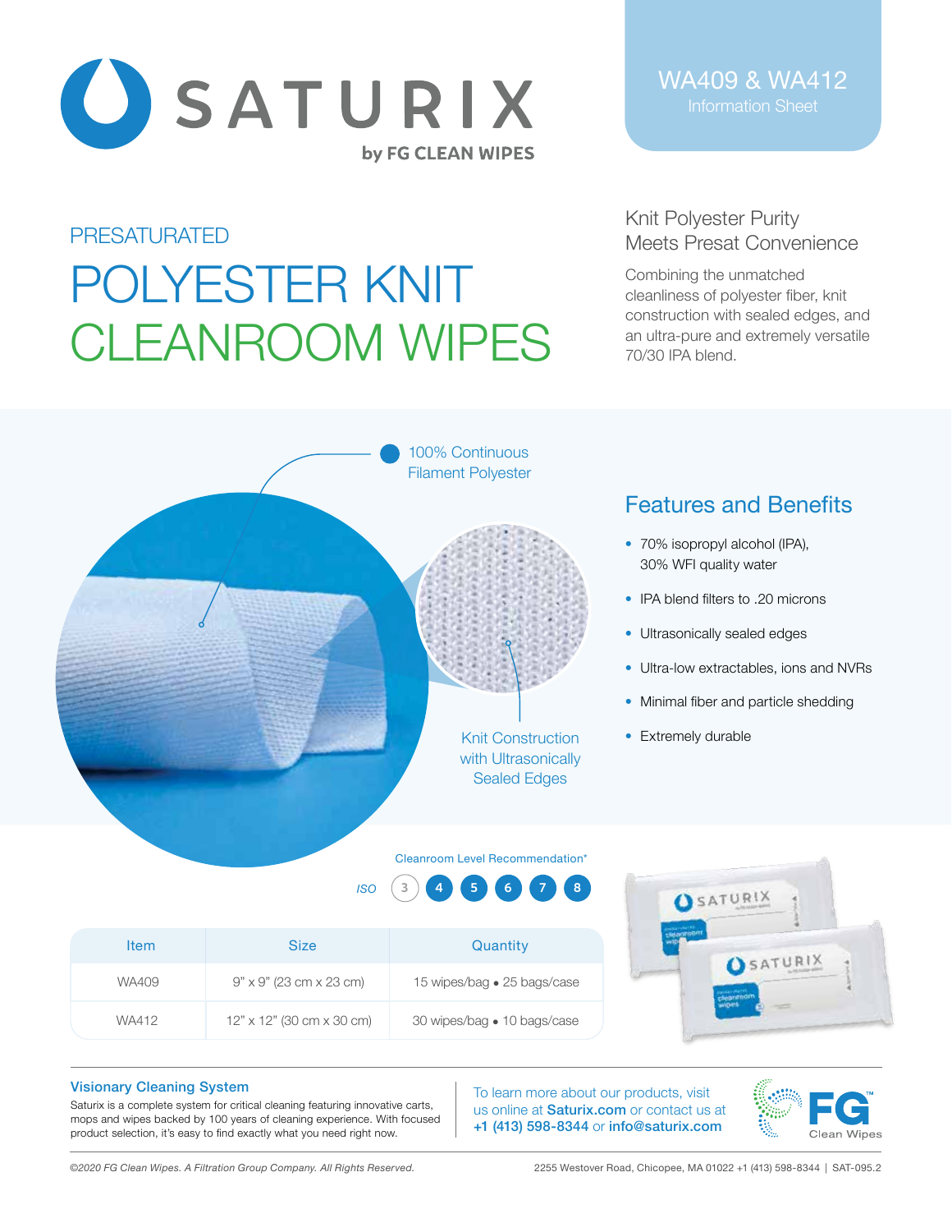# SATURIX

by FG CLEAN WIPES

**WA409 & WA412**
Information Sheet

PRESATURATED

# POLYESTER KNIT CLEANROOM WIPES

## Knit Polyester Purity Meets Presat Convenience

Combining the unmatched cleanliness of polyester fiber, knit construction with sealed edges, and an ultra-pure and extremely versatile 70/30 IPA blend.

100% Continuous Filament Polyester

Knit Construction with Ultrasonically Sealed Edges

## Features and Benefits

- 70% isopropyl alcohol (IPA), 30% WFI quality water
- IPA blend filters to .20 microns
- Ultrasonically sealed edges
- Ultra-low extractables, ions and NVRs
- Minimal fiber and particle shedding
- Extremely durable

Cleanroom Level Recommendation*

ISO 3 **4** **5** **6** **7** **8**

| Item | Size | Quantity |
| --- | --- | --- |
| WA409 | 9" x 9" (23 cm x 23 cm) | 15 wipes/bag • 25 bags/case |
| WA412 | 12" x 12" (30 cm x 30 cm) | 30 wipes/bag • 10 bags/case |

### Visionary Cleaning System

Saturix is a complete system for critical cleaning featuring innovative carts, mops and wipes backed by 100 years of cleaning experience. With focused product selection, it's easy to find exactly what you need right now.

To learn more about our products, visit us online at **Saturix.com** or contact us at **+1 (413) 598-8344** or **info@saturix.com**

FG Clean Wipes

*©2020 FG Clean Wipes. A Filtration Group Company. All Rights Reserved.*

2255 Westover Road, Chicopee, MA 01022 +1 (413) 598-8344 | SAT-095.2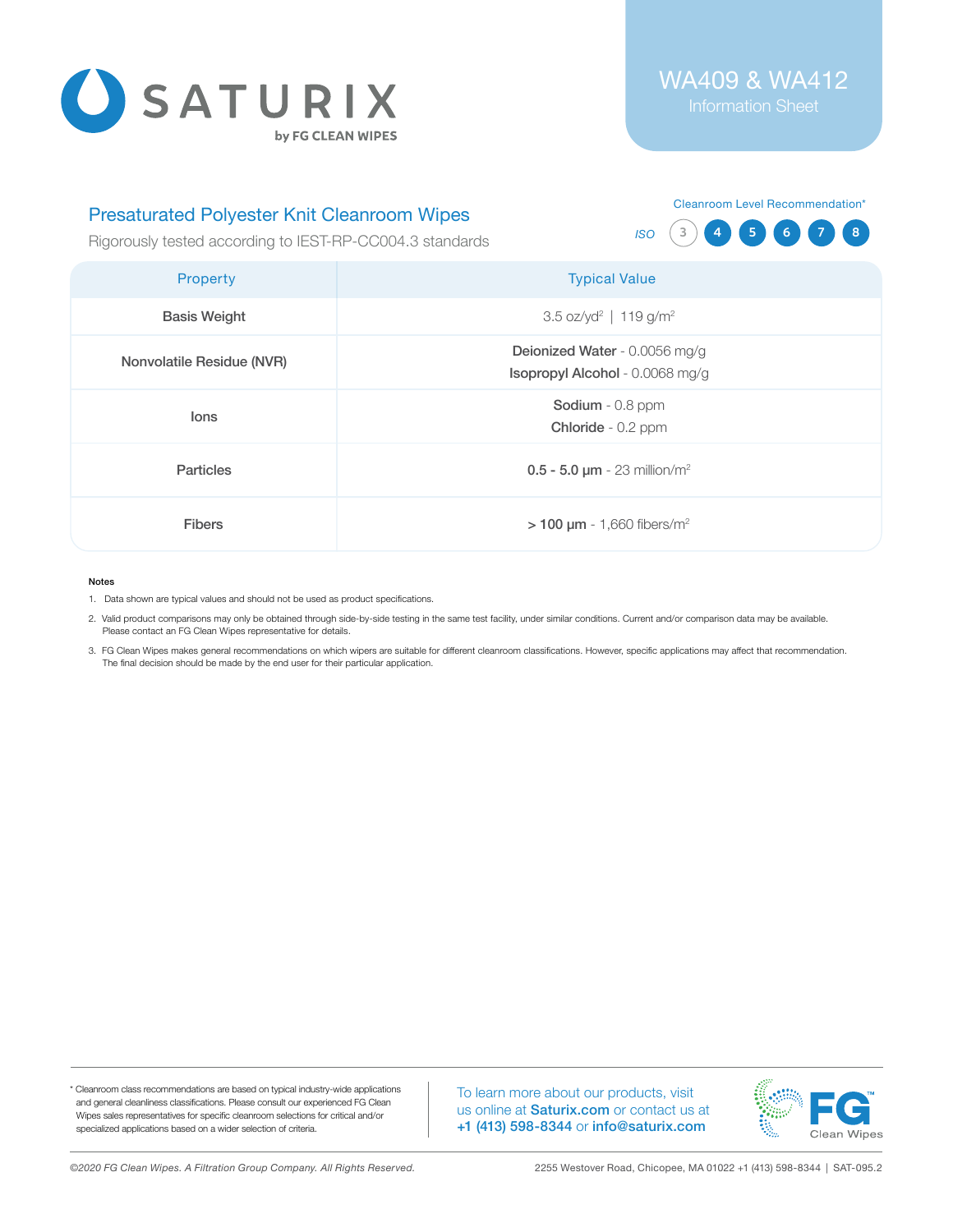# WA409 & WA412

Information Sheet

## Presaturated Polyester Knit Cleanroom Wipes

Rigorously tested according to IEST-RP-CC004.3 standards

Cleanroom Level Recommendation*

ISO 3 **4** **5** **6** **7** **8**

| Property | Typical Value |
|---|---|
| Basis Weight | 3.5 oz/yd$^2$ \| 119 g/m$^2$ |
| Nonvolatile Residue (NVR) | **Deionized Water** - 0.0056 mg/g<br>**Isopropyl Alcohol** - 0.0068 mg/g |
| Ions | **Sodium** - 0.8 ppm<br>**Chloride** - 0.2 ppm |
| Particles | **0.5 - 5.0 µm** - 23 million/m$^2$ |
| Fibers | **> 100 µm** - 1,660 fibers/m$^2$ |

**Notes**

1. Data shown are typical values and should not be used as product specifications.
2. Valid product comparisons may only be obtained through side-by-side testing in the same test facility, under similar conditions. Current and/or comparison data may be available. Please contact an FG Clean Wipes representative for details.
3. FG Clean Wipes makes general recommendations on which wipers are suitable for different cleanroom classifications. However, specific applications may affect that recommendation. The final decision should be made by the end user for their particular application.

* Cleanroom class recommendations are based on typical industry-wide applications and general cleanliness classifications. Please consult our experienced FG Clean Wipes sales representatives for specific cleanroom selections for critical and/or specialized applications based on a wider selection of criteria.

To learn more about our products, visit us online at **Saturix.com** or contact us at **+1 (413) 598-8344** or **info@saturix.com**

*©2020 FG Clean Wipes. A Filtration Group Company. All Rights Reserved.*

2255 Westover Road, Chicopee, MA 01022 +1 (413) 598-8344 | SAT-095.2